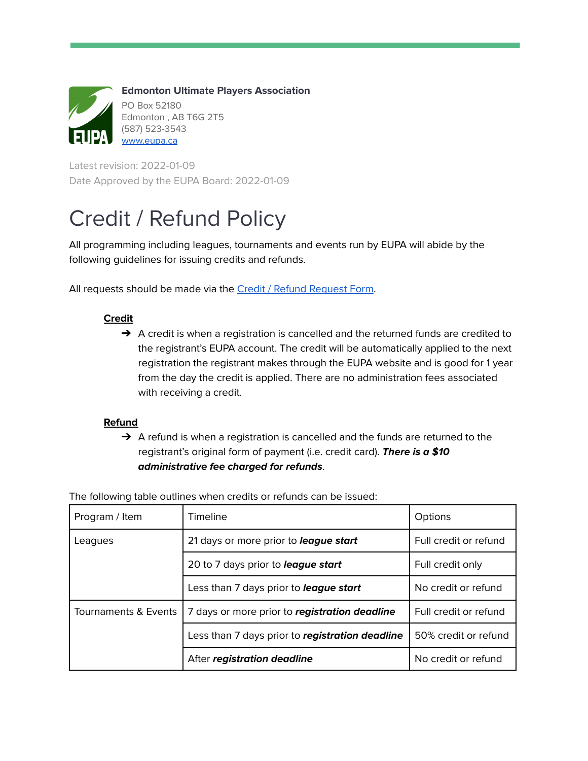**Edmonton Ultimate Players Association**
PO Box 52180
Edmonton , AB T6G 2T5
(587) 523-3543
[www.eupa.ca](http://www.eupa.ca)

Latest revision: 2022-01-09
Date Approved by the EUPA Board: 2022-01-09

# Credit / Refund Policy

All programming including leagues, tournaments and events run by EUPA will abide by the following guidelines for issuing credits and refunds.

All requests should be made via the [Credit / Refund Request Form](#).

**Credit**

- A credit is when a registration is cancelled and the returned funds are credited to the registrant's EUPA account. The credit will be automatically applied to the next registration the registrant makes through the EUPA website and is good for 1 year from the day the credit is applied. There are no administration fees associated with receiving a credit.

**Refund**

- A refund is when a registration is cancelled and the funds are returned to the registrant's original form of payment (i.e. credit card). ***There is a $10 administrative fee charged for refunds***.

The following table outlines when credits or refunds can be issued:

| Program / Item | Timeline | Options |
|---|---|---|
| Leagues | 21 days or more prior to ***league start*** | Full credit or refund |
| | 20 to 7 days prior to ***league start*** | Full credit only |
| | Less than 7 days prior to ***league start*** | No credit or refund |
| Tournaments & Events | 7 days or more prior to ***registration deadline*** | Full credit or refund |
| | Less than 7 days prior to ***registration deadline*** | 50% credit or refund |
| | After ***registration deadline*** | No credit or refund |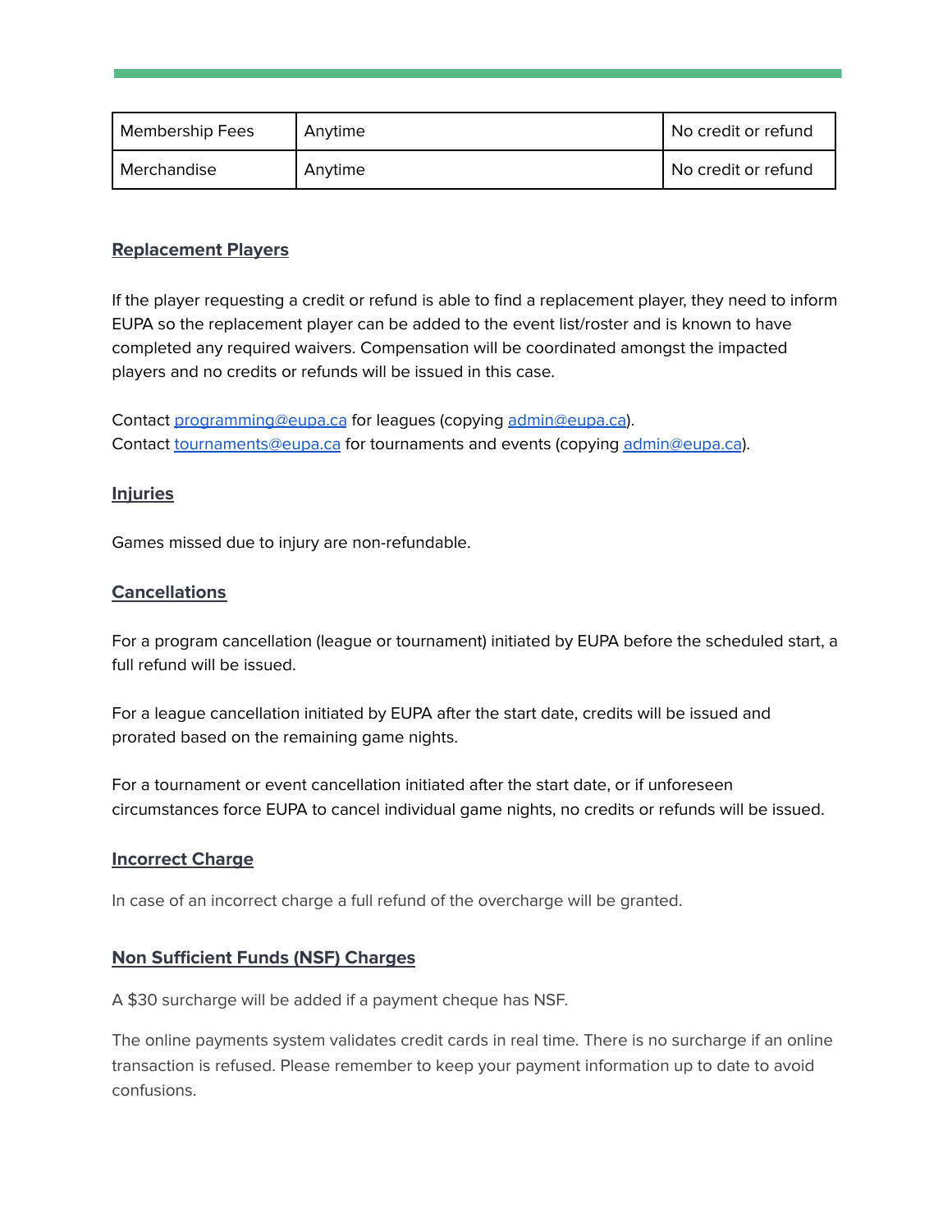| Membership Fees | Anytime | No credit or refund |
|---|---|---|
| Merchandise | Anytime | No credit or refund |

### Replacement Players

If the player requesting a credit or refund is able to find a replacement player, they need to inform EUPA so the replacement player can be added to the event list/roster and is known to have completed any required waivers. Compensation will be coordinated amongst the impacted players and no credits or refunds will be issued in this case.

Contact programming@eupa.ca for leagues (copying admin@eupa.ca).
Contact tournaments@eupa.ca for tournaments and events (copying admin@eupa.ca).

### Injuries

Games missed due to injury are non-refundable.

### Cancellations

For a program cancellation (league or tournament) initiated by EUPA before the scheduled start, a full refund will be issued.

For a league cancellation initiated by EUPA after the start date, credits will be issued and prorated based on the remaining game nights.

For a tournament or event cancellation initiated after the start date, or if unforeseen circumstances force EUPA to cancel individual game nights, no credits or refunds will be issued.

### Incorrect Charge

In case of an incorrect charge a full refund of the overcharge will be granted.

### Non Sufficient Funds (NSF) Charges

A $30 surcharge will be added if a payment cheque has NSF.

The online payments system validates credit cards in real time. There is no surcharge if an online transaction is refused. Please remember to keep your payment information up to date to avoid confusions.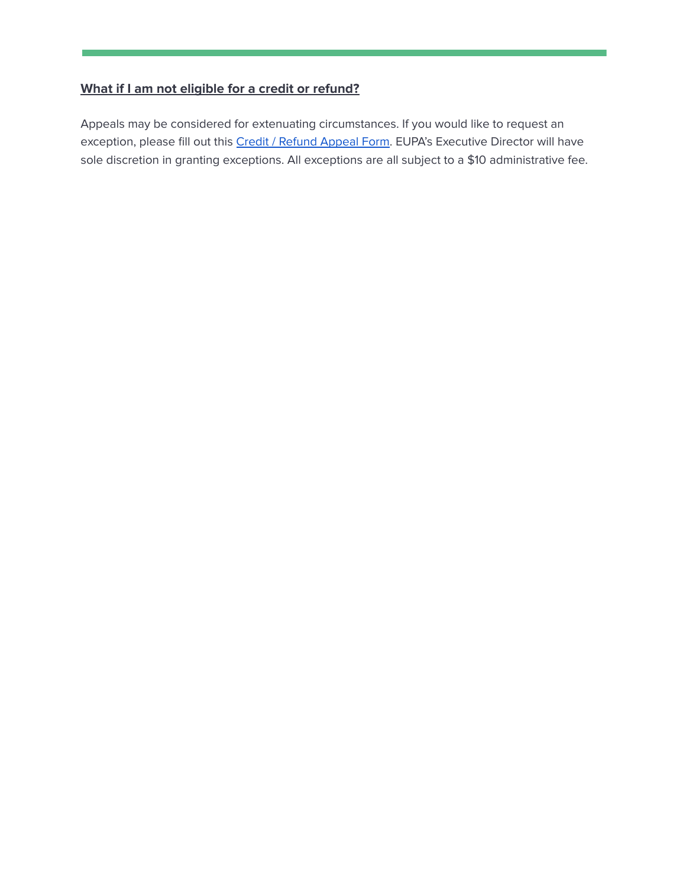---

**What if I am not eligible for a credit or refund?**

Appeals may be considered for extenuating circumstances. If you would like to request an exception, please fill out this Credit / Refund Appeal Form. EUPA's Executive Director will have sole discretion in granting exceptions. All exceptions are all subject to a $10 administrative fee.